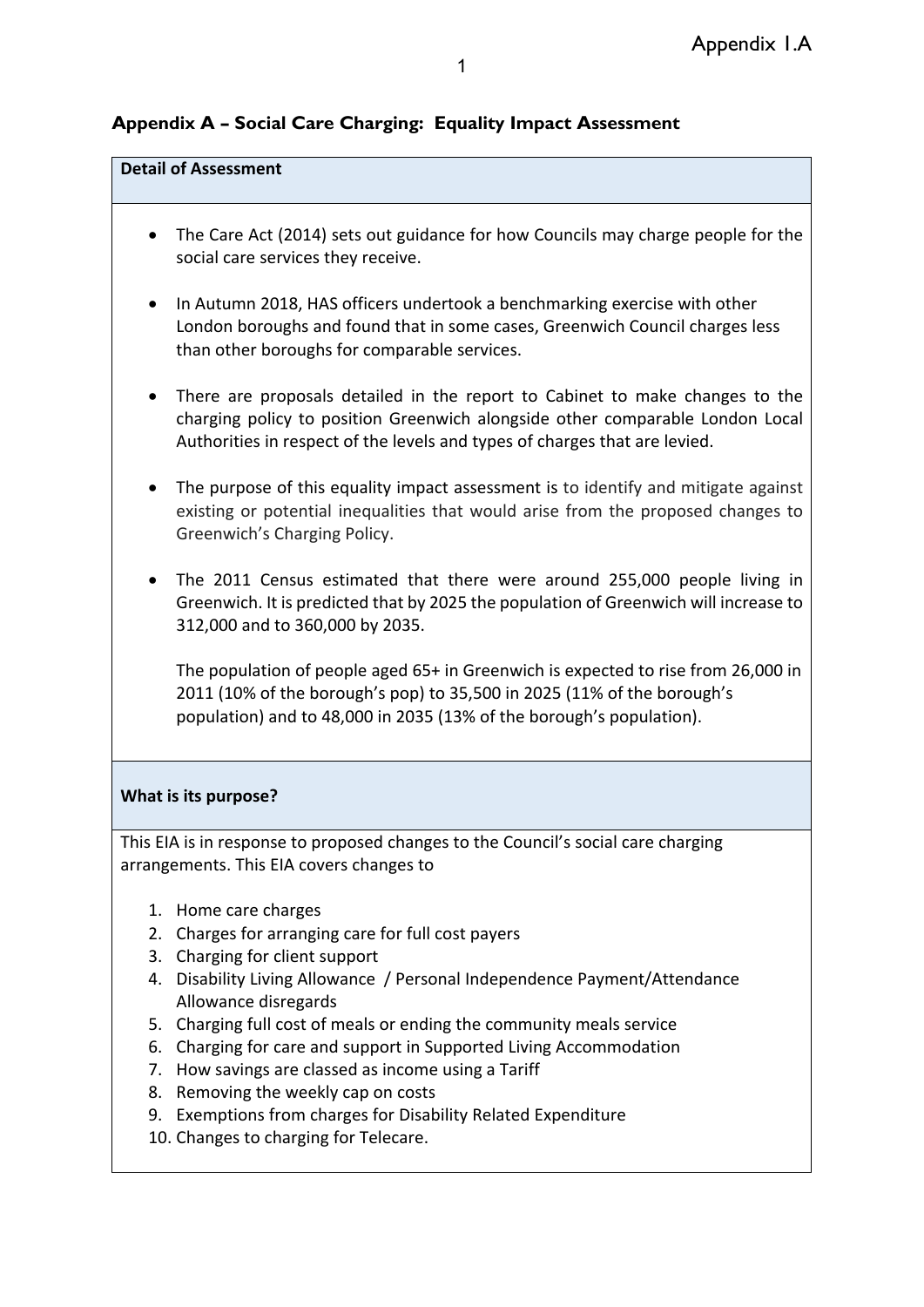Appendix 1.A

## Appendix A – Social Care Charging: Equality Impact Assessment

**Detail of Assessment**

- The Care Act (2014) sets out guidance for how Councils may charge people for the social care services they receive.
- In Autumn 2018, HAS officers undertook a benchmarking exercise with other London boroughs and found that in some cases, Greenwich Council charges less than other boroughs for comparable services.
- There are proposals detailed in the report to Cabinet to make changes to the charging policy to position Greenwich alongside other comparable London Local Authorities in respect of the levels and types of charges that are levied.
- The purpose of this equality impact assessment is to identify and mitigate against existing or potential inequalities that would arise from the proposed changes to Greenwich's Charging Policy.
- The 2011 Census estimated that there were around 255,000 people living in Greenwich. It is predicted that by 2025 the population of Greenwich will increase to 312,000 and to 360,000 by 2035.

  The population of people aged 65+ in Greenwich is expected to rise from 26,000 in 2011 (10% of the borough's pop) to 35,500 in 2025 (11% of the borough's population) and to 48,000 in 2035 (13% of the borough's population).

**What is its purpose?**

This EIA is in response to proposed changes to the Council's social care charging arrangements. This EIA covers changes to

1. Home care charges
2. Charges for arranging care for full cost payers
3. Charging for client support
4. Disability Living Allowance / Personal Independence Payment/Attendance Allowance disregards
5. Charging full cost of meals or ending the community meals service
6. Charging for care and support in Supported Living Accommodation
7. How savings are classed as income using a Tariff
8. Removing the weekly cap on costs
9. Exemptions from charges for Disability Related Expenditure
10. Changes to charging for Telecare.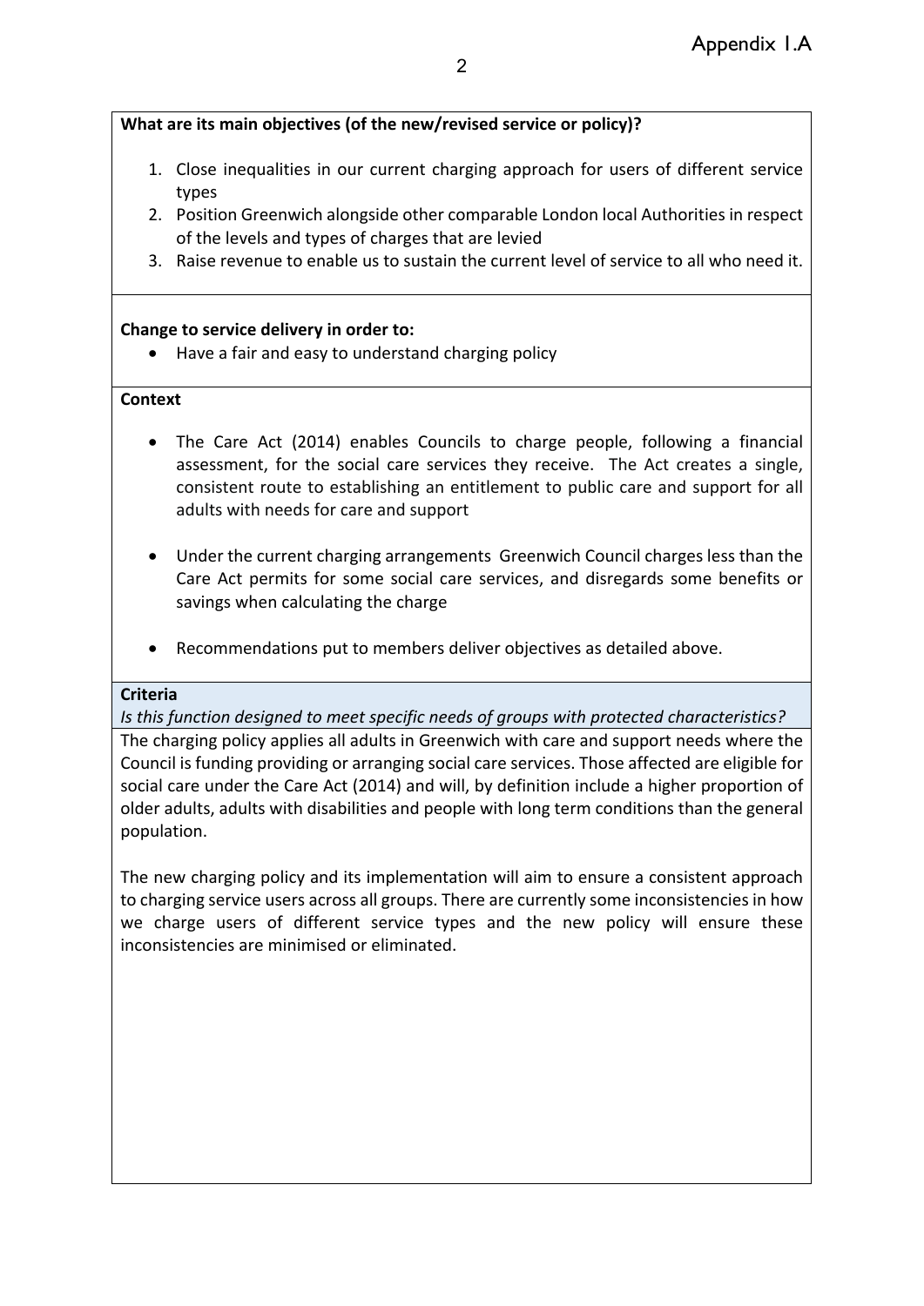**What are its main objectives (of the new/revised service or policy)?**

1. Close inequalities in our current charging approach for users of different service types
2. Position Greenwich alongside other comparable London local Authorities in respect of the levels and types of charges that are levied
3. Raise revenue to enable us to sustain the current level of service to all who need it.

**Change to service delivery in order to:**

- Have a fair and easy to understand charging policy

**Context**

- The Care Act (2014) enables Councils to charge people, following a financial assessment, for the social care services they receive. The Act creates a single, consistent route to establishing an entitlement to public care and support for all adults with needs for care and support
- Under the current charging arrangements Greenwich Council charges less than the Care Act permits for some social care services, and disregards some benefits or savings when calculating the charge
- Recommendations put to members deliver objectives as detailed above.

**Criteria**

*Is this function designed to meet specific needs of groups with protected characteristics?*

The charging policy applies all adults in Greenwich with care and support needs where the Council is funding providing or arranging social care services. Those affected are eligible for social care under the Care Act (2014) and will, by definition include a higher proportion of older adults, adults with disabilities and people with long term conditions than the general population.

The new charging policy and its implementation will aim to ensure a consistent approach to charging service users across all groups. There are currently some inconsistencies in how we charge users of different service types and the new policy will ensure these inconsistencies are minimised or eliminated.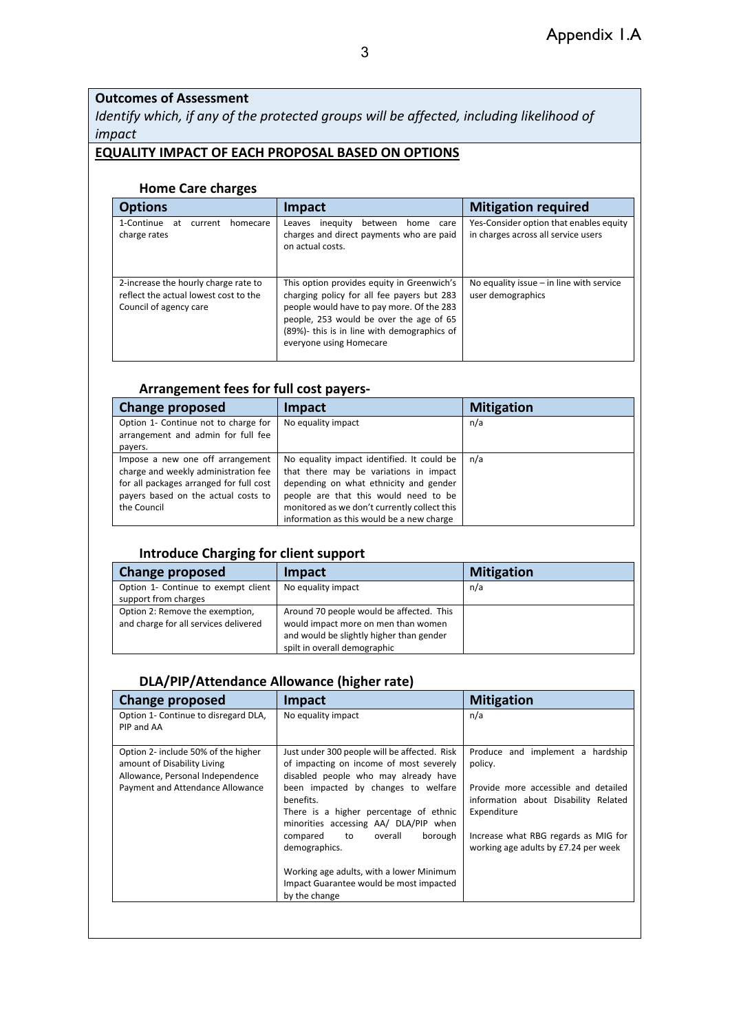**Outcomes of Assessment**

*Identify which, if any of the protected groups will be affected, including likelihood of impact*

**EQUALITY IMPACT OF EACH PROPOSAL BASED ON OPTIONS**

### Home Care charges

| Options | Impact | Mitigation required |
|---|---|---|
| 1-Continue at current homecare charge rates | Leaves inequity between home care charges and direct payments who are paid on actual costs. | Yes-Consider option that enables equity in charges across all service users |
| 2-increase the hourly charge rate to reflect the actual lowest cost to the Council of agency care | This option provides equity in Greenwich's charging policy for all fee payers but 283 people would have to pay more. Of the 283 people, 253 would be over the age of 65 (89%)- this is in line with demographics of everyone using Homecare | No equality issue – in line with service user demographics |

### Arrangement fees for full cost payers-

| Change proposed | Impact | Mitigation |
|---|---|---|
| Option 1- Continue not to charge for arrangement and admin for full fee payers. | No equality impact | n/a |
| Impose a new one off arrangement charge and weekly administration fee for all packages arranged for full cost payers based on the actual costs to the Council | No equality impact identified. It could be that there may be variations in impact depending on what ethnicity and gender people are that this would need to be monitored as we don't currently collect this information as this would be a new charge | n/a |

### Introduce Charging for client support

| Change proposed | Impact | Mitigation |
|---|---|---|
| Option 1- Continue to exempt client support from charges | No equality impact | n/a |
| Option 2: Remove the exemption, and charge for all services delivered | Around 70 people would be affected. This would impact more on men than women and would be slightly higher than gender spilt in overall demographic | |

### DLA/PIP/Attendance Allowance (higher rate)

| Change proposed | Impact | Mitigation |
|---|---|---|
| Option 1- Continue to disregard DLA, PIP and AA | No equality impact | n/a |
| Option 2- include 50% of the higher amount of Disability Living Allowance, Personal Independence Payment and Attendance Allowance | Just under 300 people will be affected. Risk of impacting on income of most severely disabled people who may already have been impacted by changes to welfare benefits.<br><br>There is a higher percentage of ethnic minorities accessing AA/ DLA/PIP when compared to overall borough demographics.<br><br>Working age adults, with a lower Minimum Impact Guarantee would be most impacted by the change | Produce and implement a hardship policy.<br><br>Provide more accessible and detailed information about Disability Related Expenditure<br><br>Increase what RBG regards as MIG for working age adults by £7.24 per week |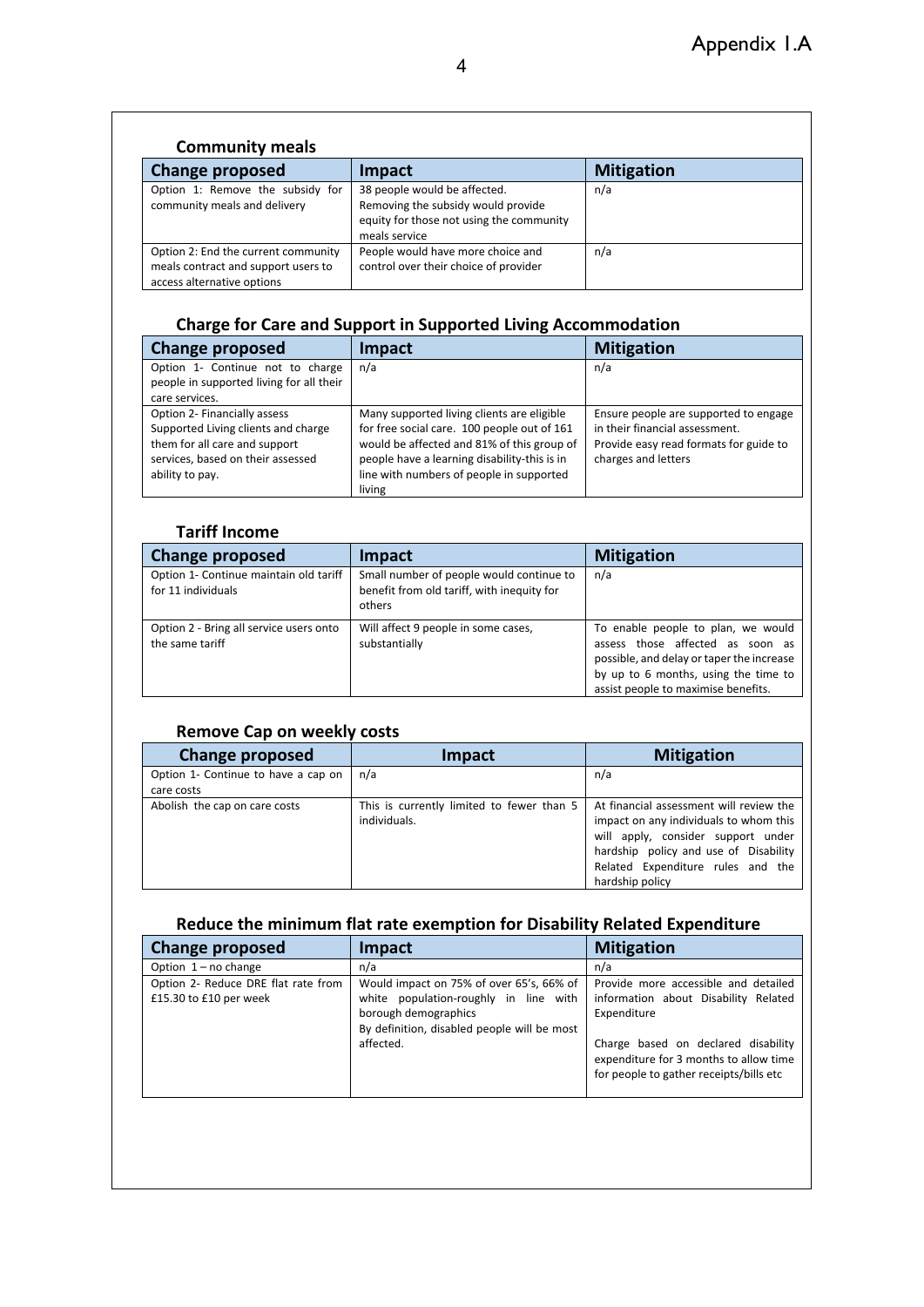## Community meals

| Change proposed | Impact | Mitigation |
|---|---|---|
| Option 1: Remove the subsidy for community meals and delivery | 38 people would be affected. Removing the subsidy would provide equity for those not using the community meals service | n/a |
| Option 2: End the current community meals contract and support users to access alternative options | People would have more choice and control over their choice of provider | n/a |

## Charge for Care and Support in Supported Living Accommodation

| Change proposed | Impact | Mitigation |
|---|---|---|
| Option 1- Continue not to charge people in supported living for all their care services. | n/a | n/a |
| Option 2- Financially assess Supported Living clients and charge them for all care and support services, based on their assessed ability to pay. | Many supported living clients are eligible for free social care. 100 people out of 161 would be affected and 81% of this group of people have a learning disability-this is in line with numbers of people in supported living | Ensure people are supported to engage in their financial assessment. Provide easy read formats for guide to charges and letters |

## Tariff Income

| Change proposed | Impact | Mitigation |
|---|---|---|
| Option 1- Continue maintain old tariff for 11 individuals | Small number of people would continue to benefit from old tariff, with inequity for others | n/a |
| Option 2 - Bring all service users onto the same tariff | Will affect 9 people in some cases, substantially | To enable people to plan, we would assess those affected as soon as possible, and delay or taper the increase by up to 6 months, using the time to assist people to maximise benefits. |

## Remove Cap on weekly costs

| Change proposed | Impact | Mitigation |
|---|---|---|
| Option 1- Continue to have a cap on care costs | n/a | n/a |
| Abolish the cap on care costs | This is currently limited to fewer than 5 individuals. | At financial assessment will review the impact on any individuals to whom this will apply, consider support under hardship policy and use of Disability Related Expenditure rules and the hardship policy |

## Reduce the minimum flat rate exemption for Disability Related Expenditure

| Change proposed | Impact | Mitigation |
|---|---|---|
| Option 1 – no change | n/a | n/a |
| Option 2- Reduce DRE flat rate from £15.30 to £10 per week | Would impact on 75% of over 65's, 66% of white population-roughly in line with borough demographics<br>By definition, disabled people will be most affected. | Provide more accessible and detailed information about Disability Related Expenditure<br><br>Charge based on declared disability expenditure for 3 months to allow time for people to gather receipts/bills etc |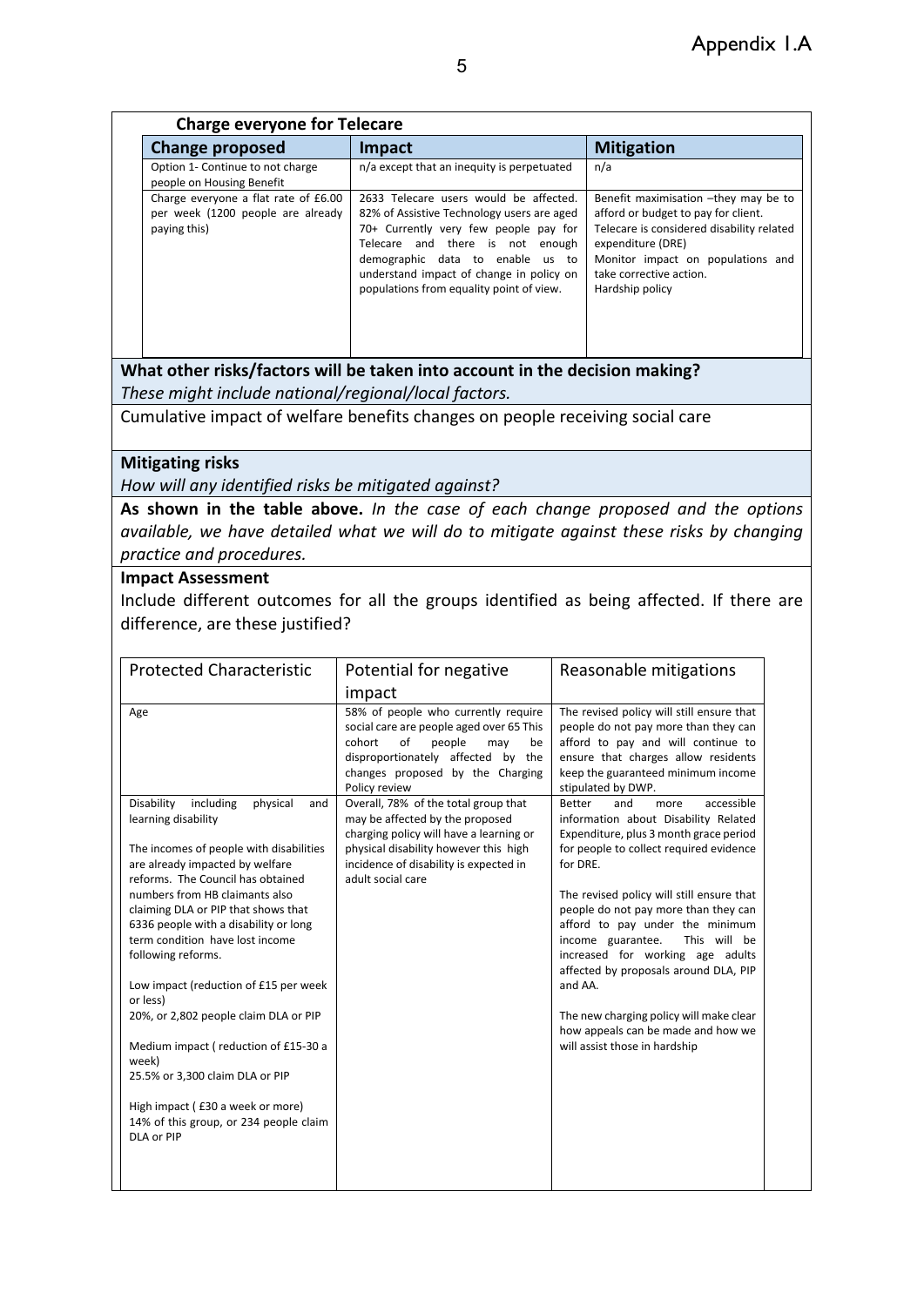### Charge everyone for Telecare

| Change proposed | Impact | Mitigation |
|---|---|---|
| Option 1- Continue to not charge people on Housing Benefit | n/a except that an inequity is perpetuated | n/a |
| Charge everyone a flat rate of £6.00 per week (1200 people are already paying this) | 2633 Telecare users would be affected. 82% of Assistive Technology users are aged 70+ Currently very few people pay for Telecare and there is not enough demographic data to enable us to understand impact of change in policy on populations from equality point of view. | Benefit maximisation –they may be to afford or budget to pay for client.<br>Telecare is considered disability related expenditure (DRE)<br>Monitor impact on populations and take corrective action.<br>Hardship policy |

**What other risks/factors will be taken into account in the decision making?**

*These might include national/regional/local factors.*

Cumulative impact of welfare benefits changes on people receiving social care

**Mitigating risks**

*How will any identified risks be mitigated against?*

**As shown in the table above.** *In the case of each change proposed and the options available, we have detailed what we will do to mitigate against these risks by changing practice and procedures.*

**Impact Assessment**

Include different outcomes for all the groups identified as being affected. If there are difference, are these justified?

| Protected Characteristic | Potential for negative impact | Reasonable mitigations |
|---|---|---|
| Age | 58% of people who currently require social care are people aged over 65 This cohort of people may be disproportionately affected by the changes proposed by the Charging Policy review | The revised policy will still ensure that people do not pay more than they can afford to pay and will continue to ensure that charges allow residents keep the guaranteed minimum income stipulated by DWP. |
| Disability including physical and learning disability<br><br>The incomes of people with disabilities are already impacted by welfare reforms. The Council has obtained numbers from HB claimants also claiming DLA or PIP that shows that 6336 people with a disability or long term condition have lost income following reforms.<br><br>Low impact (reduction of £15 per week or less)<br>20%, or 2,802 people claim DLA or PIP<br><br>Medium impact ( reduction of £15-30 a week)<br>25.5% or 3,300 claim DLA or PIP<br><br>High impact ( £30 a week or more)<br>14% of this group, or 234 people claim DLA or PIP | Overall, 78% of the total group that may be affected by the proposed charging policy will have a learning or physical disability however this high incidence of disability is expected in adult social care | Better and more accessible information about Disability Related Expenditure, plus 3 month grace period for people to collect required evidence for DRE.<br><br>The revised policy will still ensure that people do not pay more than they can afford to pay under the minimum income guarantee. This will be increased for working age adults affected by proposals around DLA, PIP and AA.<br><br>The new charging policy will make clear how appeals can be made and how we will assist those in hardship |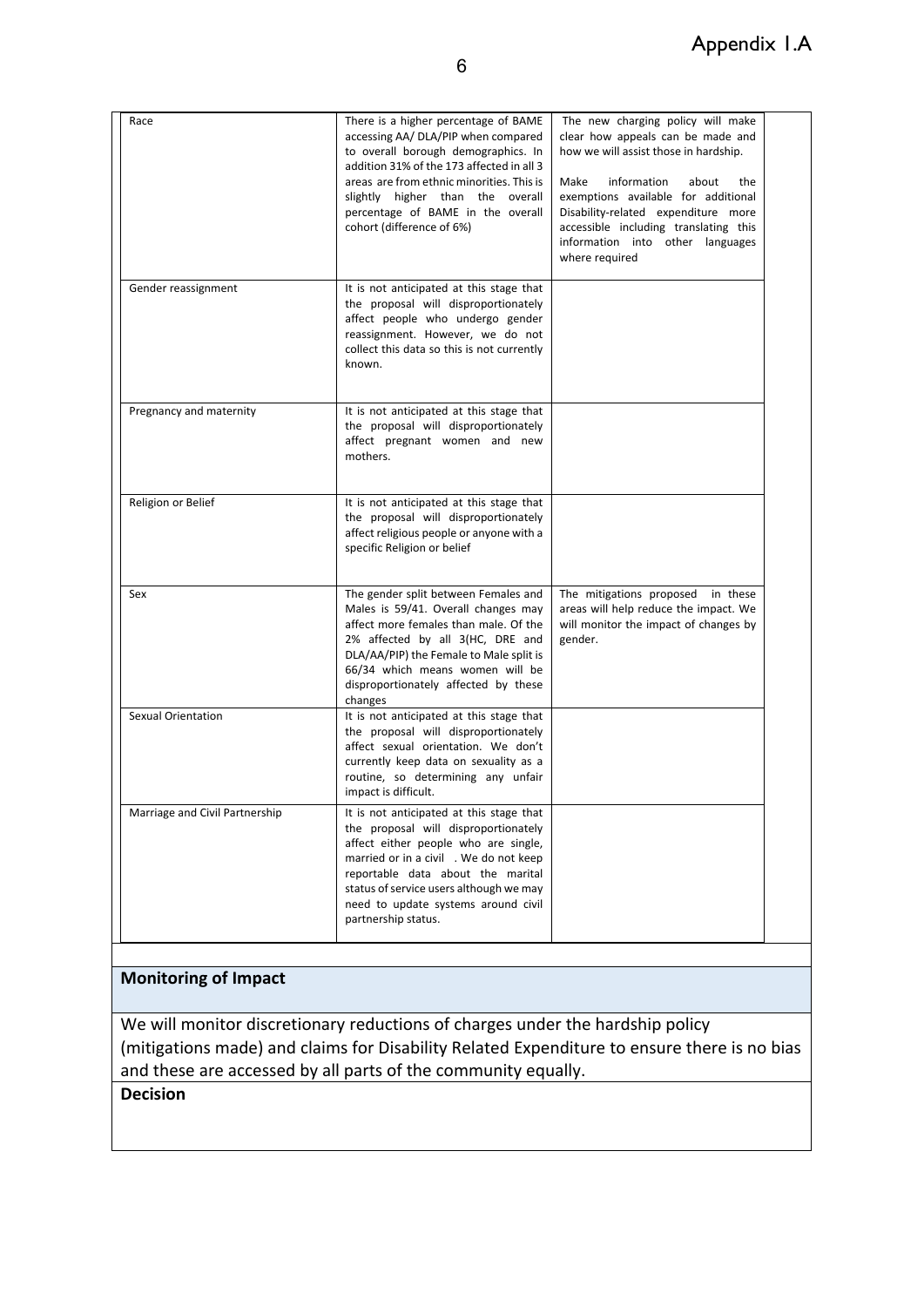| | | |
|---|---|---|
| Race | There is a higher percentage of BAME accessing AA/ DLA/PIP when compared to overall borough demographics. In addition 31% of the 173 affected in all 3 areas are from ethnic minorities. This is slightly higher than the overall percentage of BAME in the overall cohort (difference of 6%) | The new charging policy will make clear how appeals can be made and how we will assist those in hardship.<br><br>Make information about the exemptions available for additional Disability-related expenditure more accessible including translating this information into other languages where required |
| Gender reassignment | It is not anticipated at this stage that the proposal will disproportionately affect people who undergo gender reassignment. However, we do not collect this data so this is not currently known. | |
| Pregnancy and maternity | It is not anticipated at this stage that the proposal will disproportionately affect pregnant women and new mothers. | |
| Religion or Belief | It is not anticipated at this stage that the proposal will disproportionately affect religious people or anyone with a specific Religion or belief | |
| Sex | The gender split between Females and Males is 59/41. Overall changes may affect more females than male. Of the 2% affected by all 3(HC, DRE and DLA/AA/PIP) the Female to Male split is 66/34 which means women will be disproportionately affected by these changes | The mitigations proposed in these areas will help reduce the impact. We will monitor the impact of changes by gender. |
| Sexual Orientation | It is not anticipated at this stage that the proposal will disproportionately affect sexual orientation. We don't currently keep data on sexuality as a routine, so determining any unfair impact is difficult. | |
| Marriage and Civil Partnership | It is not anticipated at this stage that the proposal will disproportionately affect either people who are single, married or in a civil . We do not keep reportable data about the marital status of service users although we may need to update systems around civil partnership status. | |

## Monitoring of Impact

We will monitor discretionary reductions of charges under the hardship policy (mitigations made) and claims for Disability Related Expenditure to ensure there is no bias and these are accessed by all parts of the community equally.

## Decision